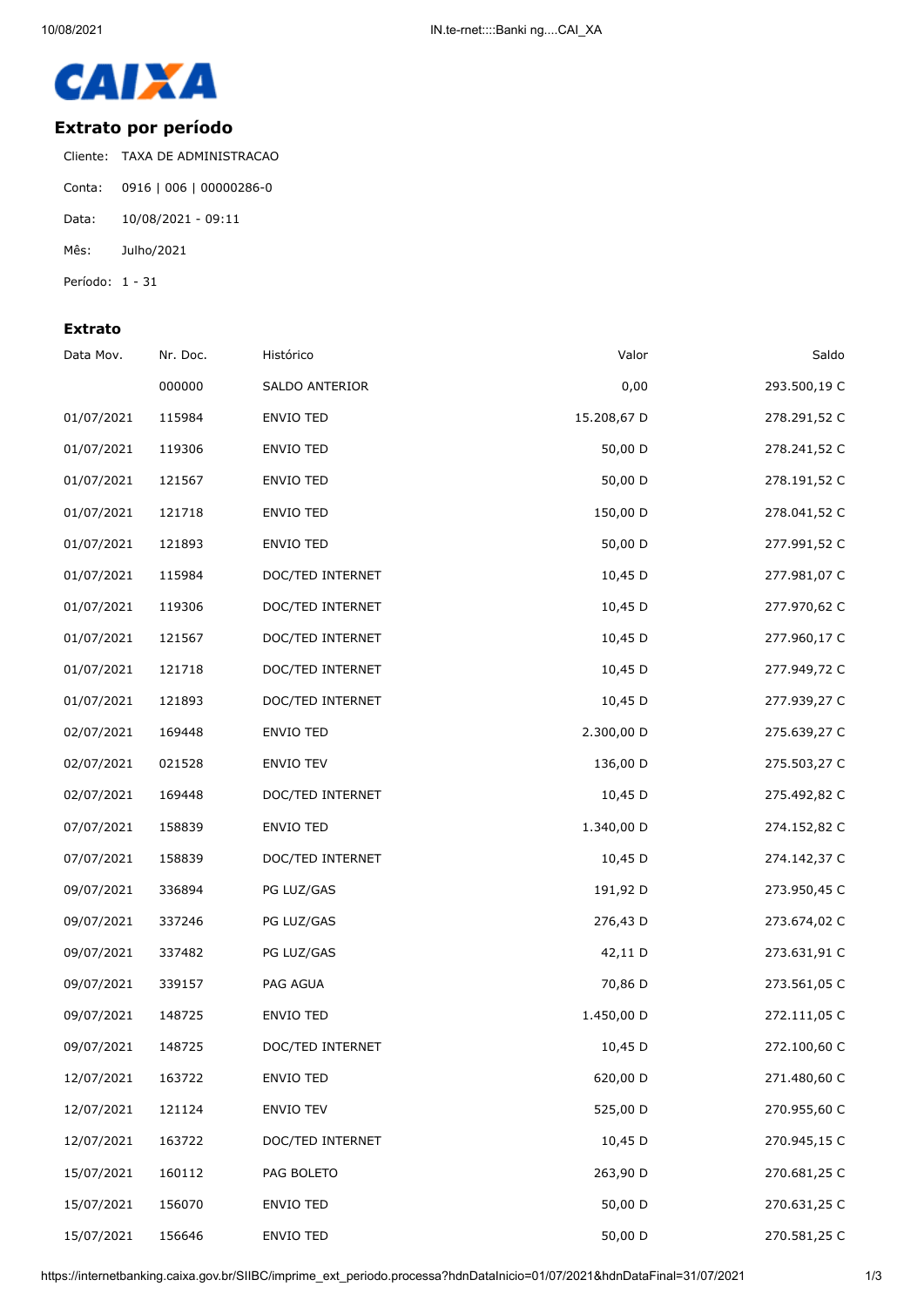CAIXA

## Extrato por período

Cliente: TAXA DE ADMINISTRACAO

Conta: 0916 | 006 | 00000286-0

Data: 10/08/2021 - 09:11

Mês: Julho/2021

Período: 1 - 31

### Extrato

| Data Mov. | Nr. Doc. | Histórico | Valor | Saldo |
|---|---|---|---|---|
| | 000000 | SALDO ANTERIOR | 0,00 | 293.500,19 C |
| 01/07/2021 | 115984 | ENVIO TED | 15.208,67 D | 278.291,52 C |
| 01/07/2021 | 119306 | ENVIO TED | 50,00 D | 278.241,52 C |
| 01/07/2021 | 121567 | ENVIO TED | 50,00 D | 278.191,52 C |
| 01/07/2021 | 121718 | ENVIO TED | 150,00 D | 278.041,52 C |
| 01/07/2021 | 121893 | ENVIO TED | 50,00 D | 277.991,52 C |
| 01/07/2021 | 115984 | DOC/TED INTERNET | 10,45 D | 277.981,07 C |
| 01/07/2021 | 119306 | DOC/TED INTERNET | 10,45 D | 277.970,62 C |
| 01/07/2021 | 121567 | DOC/TED INTERNET | 10,45 D | 277.960,17 C |
| 01/07/2021 | 121718 | DOC/TED INTERNET | 10,45 D | 277.949,72 C |
| 01/07/2021 | 121893 | DOC/TED INTERNET | 10,45 D | 277.939,27 C |
| 02/07/2021 | 169448 | ENVIO TED | 2.300,00 D | 275.639,27 C |
| 02/07/2021 | 021528 | ENVIO TEV | 136,00 D | 275.503,27 C |
| 02/07/2021 | 169448 | DOC/TED INTERNET | 10,45 D | 275.492,82 C |
| 07/07/2021 | 158839 | ENVIO TED | 1.340,00 D | 274.152,82 C |
| 07/07/2021 | 158839 | DOC/TED INTERNET | 10,45 D | 274.142,37 C |
| 09/07/2021 | 336894 | PG LUZ/GAS | 191,92 D | 273.950,45 C |
| 09/07/2021 | 337246 | PG LUZ/GAS | 276,43 D | 273.674,02 C |
| 09/07/2021 | 337482 | PG LUZ/GAS | 42,11 D | 273.631,91 C |
| 09/07/2021 | 339157 | PAG AGUA | 70,86 D | 273.561,05 C |
| 09/07/2021 | 148725 | ENVIO TED | 1.450,00 D | 272.111,05 C |
| 09/07/2021 | 148725 | DOC/TED INTERNET | 10,45 D | 272.100,60 C |
| 12/07/2021 | 163722 | ENVIO TED | 620,00 D | 271.480,60 C |
| 12/07/2021 | 121124 | ENVIO TEV | 525,00 D | 270.955,60 C |
| 12/07/2021 | 163722 | DOC/TED INTERNET | 10,45 D | 270.945,15 C |
| 15/07/2021 | 160112 | PAG BOLETO | 263,90 D | 270.681,25 C |
| 15/07/2021 | 156070 | ENVIO TED | 50,00 D | 270.631,25 C |
| 15/07/2021 | 156646 | ENVIO TED | 50,00 D | 270.581,25 C |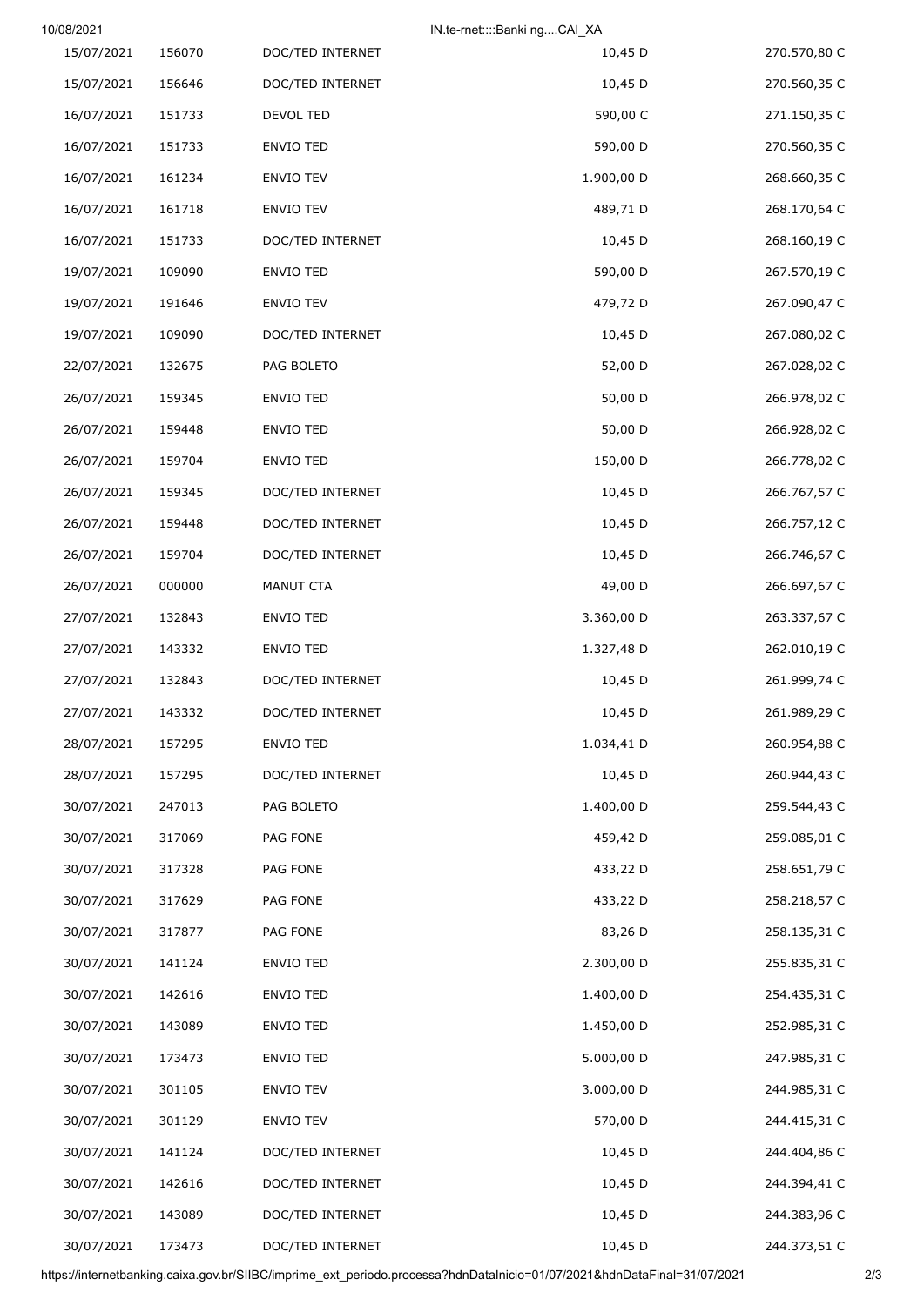| | | | | |
|---|---|---|---|---|
| 15/07/2021 | 156070 | DOC/TED INTERNET | 10,45 D | 270.570,80 C |
| 15/07/2021 | 156646 | DOC/TED INTERNET | 10,45 D | 270.560,35 C |
| 16/07/2021 | 151733 | DEVOL TED | 590,00 C | 271.150,35 C |
| 16/07/2021 | 151733 | ENVIO TED | 590,00 D | 270.560,35 C |
| 16/07/2021 | 161234 | ENVIO TEV | 1.900,00 D | 268.660,35 C |
| 16/07/2021 | 161718 | ENVIO TEV | 489,71 D | 268.170,64 C |
| 16/07/2021 | 151733 | DOC/TED INTERNET | 10,45 D | 268.160,19 C |
| 19/07/2021 | 109090 | ENVIO TED | 590,00 D | 267.570,19 C |
| 19/07/2021 | 191646 | ENVIO TEV | 479,72 D | 267.090,47 C |
| 19/07/2021 | 109090 | DOC/TED INTERNET | 10,45 D | 267.080,02 C |
| 22/07/2021 | 132675 | PAG BOLETO | 52,00 D | 267.028,02 C |
| 26/07/2021 | 159345 | ENVIO TED | 50,00 D | 266.978,02 C |
| 26/07/2021 | 159448 | ENVIO TED | 50,00 D | 266.928,02 C |
| 26/07/2021 | 159704 | ENVIO TED | 150,00 D | 266.778,02 C |
| 26/07/2021 | 159345 | DOC/TED INTERNET | 10,45 D | 266.767,57 C |
| 26/07/2021 | 159448 | DOC/TED INTERNET | 10,45 D | 266.757,12 C |
| 26/07/2021 | 159704 | DOC/TED INTERNET | 10,45 D | 266.746,67 C |
| 26/07/2021 | 000000 | MANUT CTA | 49,00 D | 266.697,67 C |
| 27/07/2021 | 132843 | ENVIO TED | 3.360,00 D | 263.337,67 C |
| 27/07/2021 | 143332 | ENVIO TED | 1.327,48 D | 262.010,19 C |
| 27/07/2021 | 132843 | DOC/TED INTERNET | 10,45 D | 261.999,74 C |
| 27/07/2021 | 143332 | DOC/TED INTERNET | 10,45 D | 261.989,29 C |
| 28/07/2021 | 157295 | ENVIO TED | 1.034,41 D | 260.954,88 C |
| 28/07/2021 | 157295 | DOC/TED INTERNET | 10,45 D | 260.944,43 C |
| 30/07/2021 | 247013 | PAG BOLETO | 1.400,00 D | 259.544,43 C |
| 30/07/2021 | 317069 | PAG FONE | 459,42 D | 259.085,01 C |
| 30/07/2021 | 317328 | PAG FONE | 433,22 D | 258.651,79 C |
| 30/07/2021 | 317629 | PAG FONE | 433,22 D | 258.218,57 C |
| 30/07/2021 | 317877 | PAG FONE | 83,26 D | 258.135,31 C |
| 30/07/2021 | 141124 | ENVIO TED | 2.300,00 D | 255.835,31 C |
| 30/07/2021 | 142616 | ENVIO TED | 1.400,00 D | 254.435,31 C |
| 30/07/2021 | 143089 | ENVIO TED | 1.450,00 D | 252.985,31 C |
| 30/07/2021 | 173473 | ENVIO TED | 5.000,00 D | 247.985,31 C |
| 30/07/2021 | 301105 | ENVIO TEV | 3.000,00 D | 244.985,31 C |
| 30/07/2021 | 301129 | ENVIO TEV | 570,00 D | 244.415,31 C |
| 30/07/2021 | 141124 | DOC/TED INTERNET | 10,45 D | 244.404,86 C |
| 30/07/2021 | 142616 | DOC/TED INTERNET | 10,45 D | 244.394,41 C |
| 30/07/2021 | 143089 | DOC/TED INTERNET | 10,45 D | 244.383,96 C |
| 30/07/2021 | 173473 | DOC/TED INTERNET | 10,45 D | 244.373,51 C |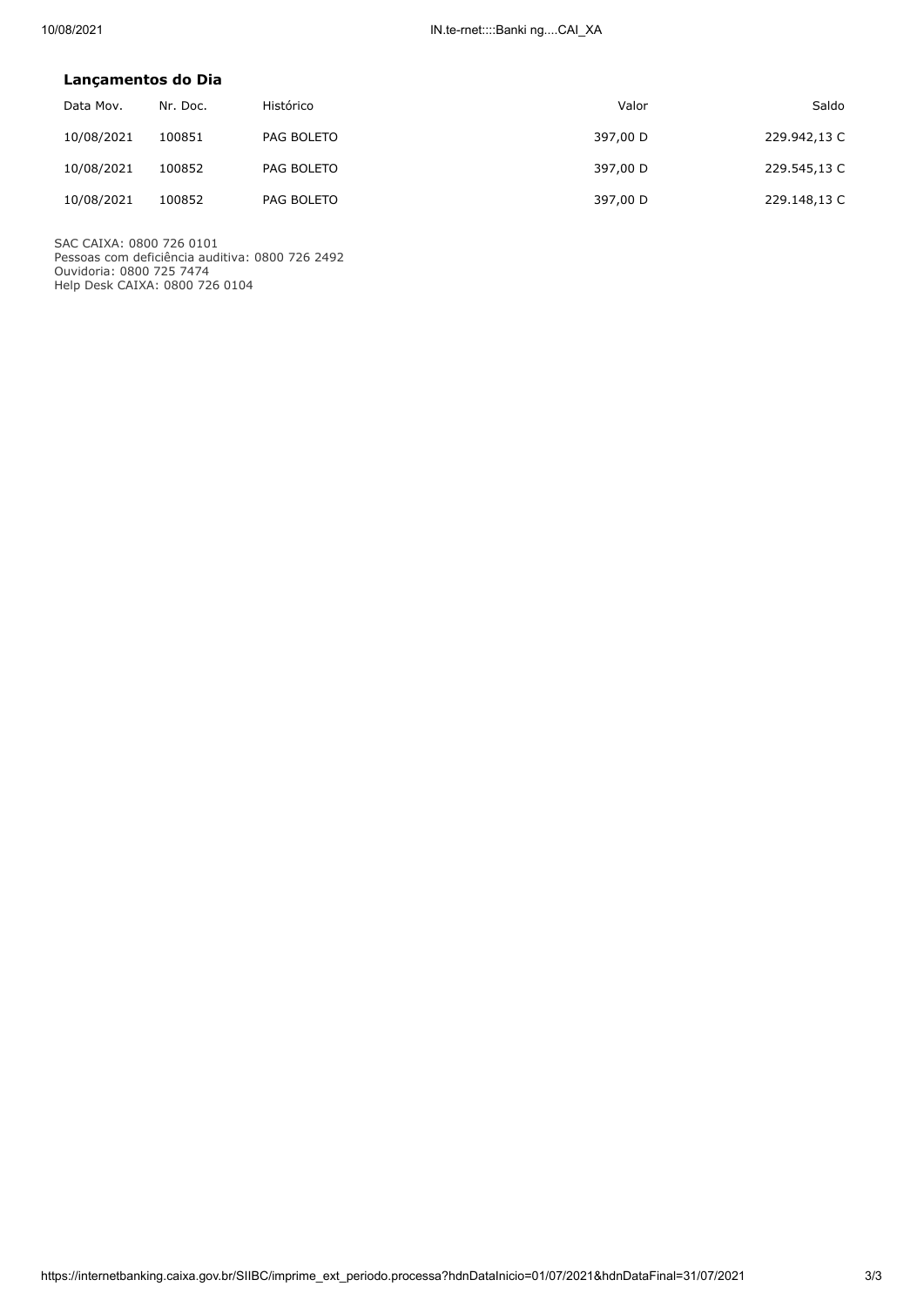**Lançamentos do Dia**

| Data Mov. | Nr. Doc. | Histórico | Valor | Saldo |
| --- | --- | --- | --- | --- |
| 10/08/2021 | 100851 | PAG BOLETO | 397,00 D | 229.942,13 C |
| 10/08/2021 | 100852 | PAG BOLETO | 397,00 D | 229.545,13 C |
| 10/08/2021 | 100852 | PAG BOLETO | 397,00 D | 229.148,13 C |

SAC CAIXA: 0800 726 0101
Pessoas com deficiência auditiva: 0800 726 2492
Ouvidoria: 0800 725 7474
Help Desk CAIXA: 0800 726 0104